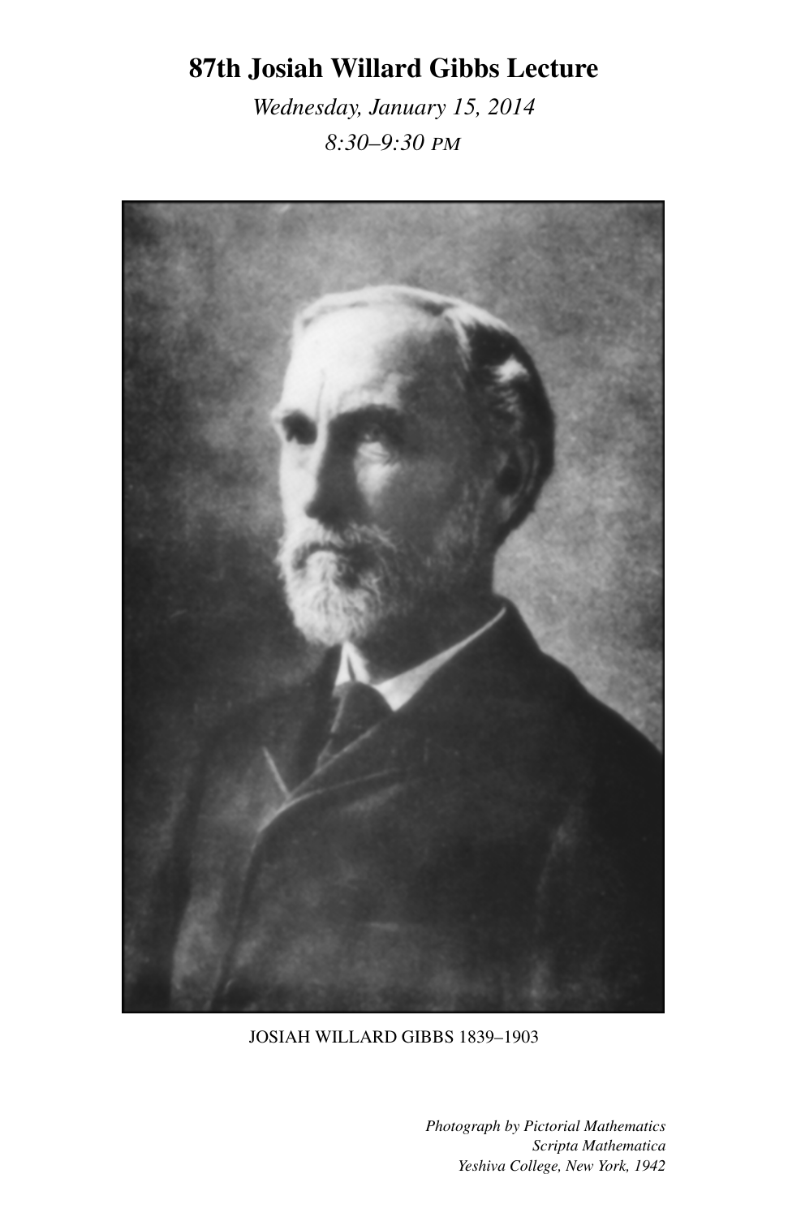# 87th Josiah Willard Gibbs Lecture

*Wednesday, January 15, 2014*

*8:30–9:30 PM*

JOSIAH WILLARD GIBBS 1839–1903

*Photograph by Pictorial Mathematics*
*Scripta Mathematica*
*Yeshiva College, New York, 1942*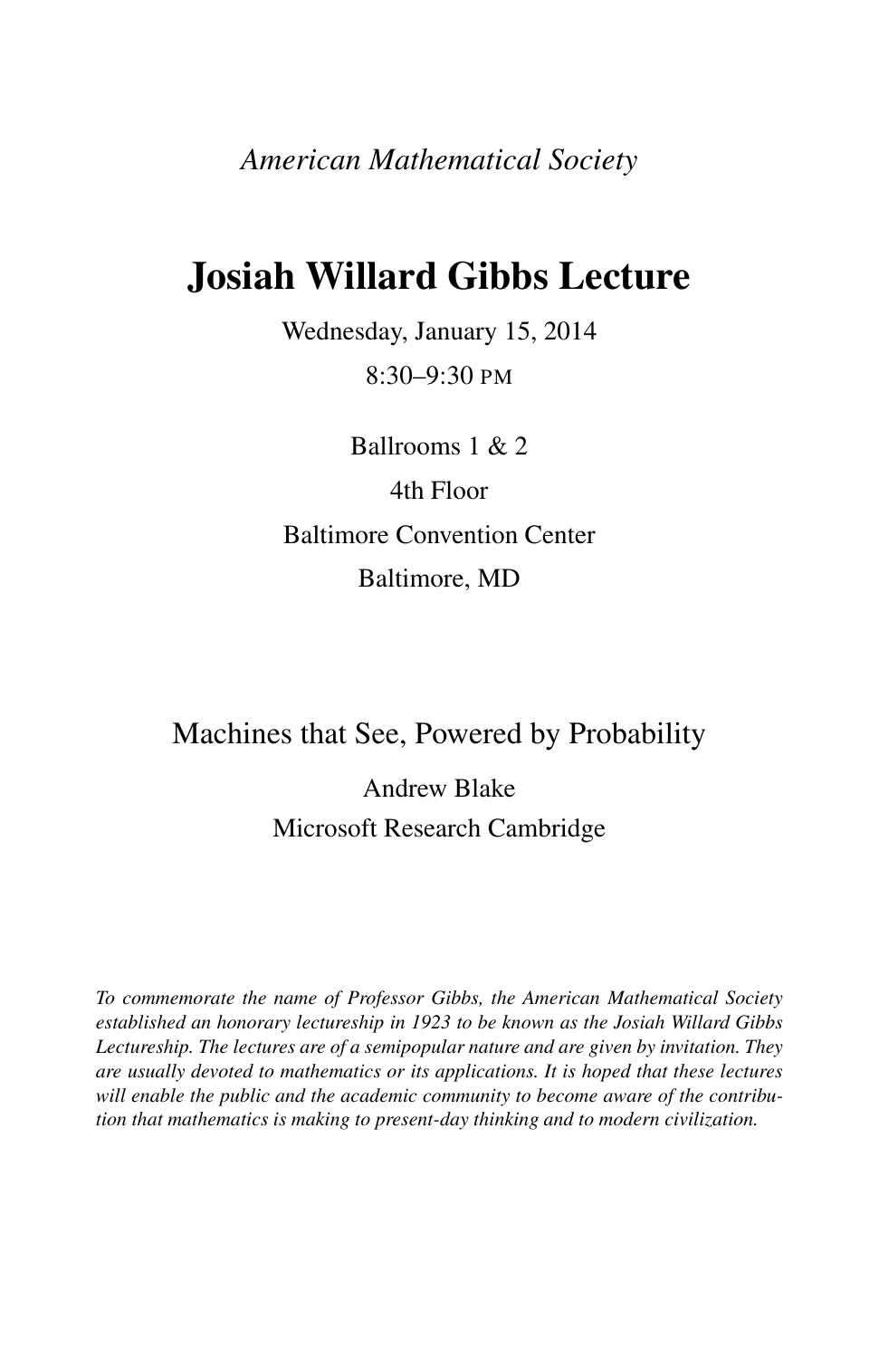*American Mathematical Society*

# Josiah Willard Gibbs Lecture

Wednesday, January 15, 2014

8:30–9:30 PM

Ballrooms 1 & 2

4th Floor

Baltimore Convention Center

Baltimore, MD

## Machines that See, Powered by Probability

Andrew Blake

Microsoft Research Cambridge

*To commemorate the name of Professor Gibbs, the American Mathematical Society established an honorary lectureship in 1923 to be known as the Josiah Willard Gibbs Lectureship. The lectures are of a semipopular nature and are given by invitation. They are usually devoted to mathematics or its applications. It is hoped that these lectures will enable the public and the academic community to become aware of the contribution that mathematics is making to present-day thinking and to modern civilization.*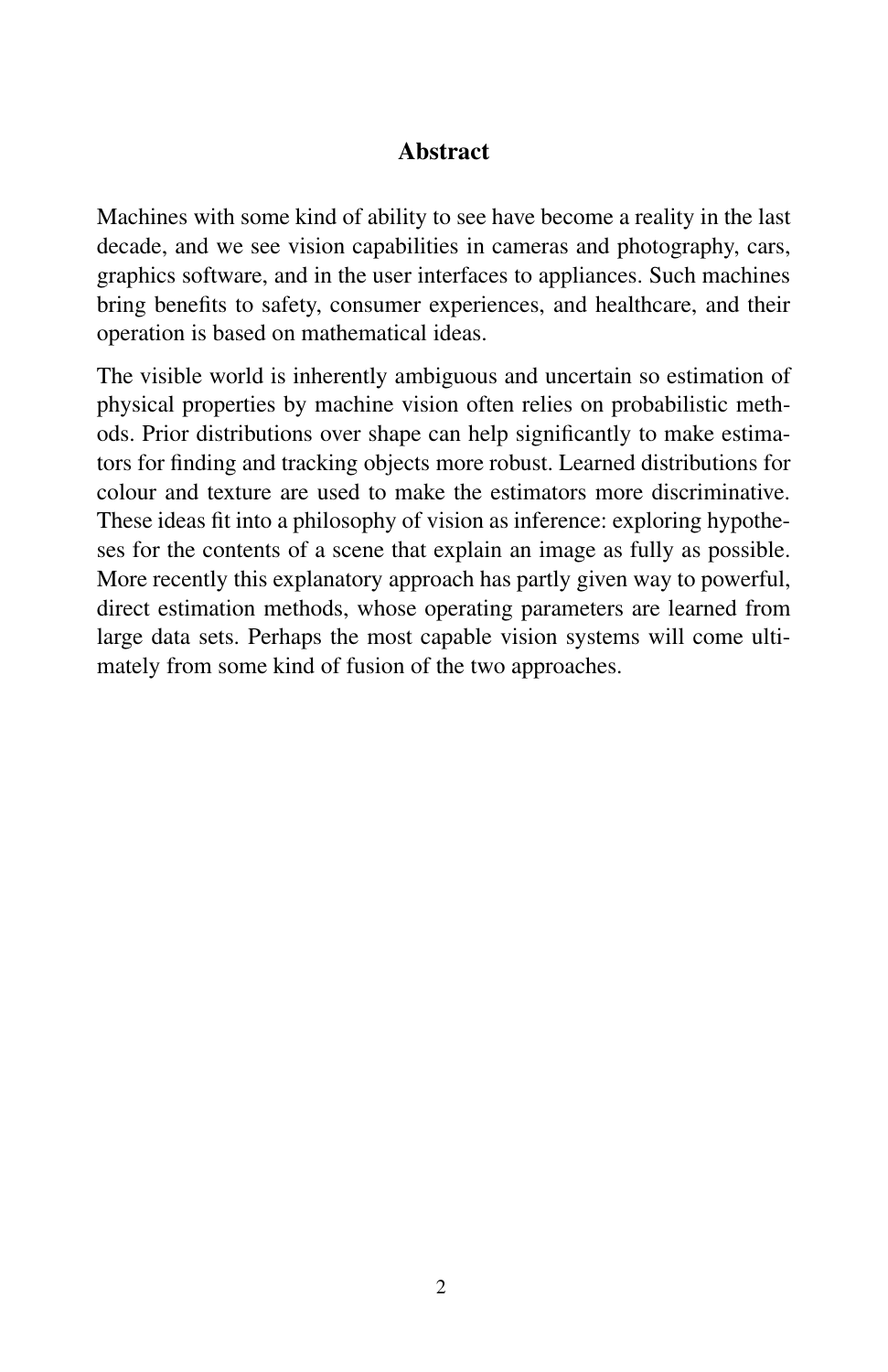## Abstract

Machines with some kind of ability to see have become a reality in the last decade, and we see vision capabilities in cameras and photography, cars, graphics software, and in the user interfaces to appliances. Such machines bring benefits to safety, consumer experiences, and healthcare, and their operation is based on mathematical ideas.

The visible world is inherently ambiguous and uncertain so estimation of physical properties by machine vision often relies on probabilistic methods. Prior distributions over shape can help significantly to make estimators for finding and tracking objects more robust. Learned distributions for colour and texture are used to make the estimators more discriminative. These ideas fit into a philosophy of vision as inference: exploring hypotheses for the contents of a scene that explain an image as fully as possible. More recently this explanatory approach has partly given way to powerful, direct estimation methods, whose operating parameters are learned from large data sets. Perhaps the most capable vision systems will come ultimately from some kind of fusion of the two approaches.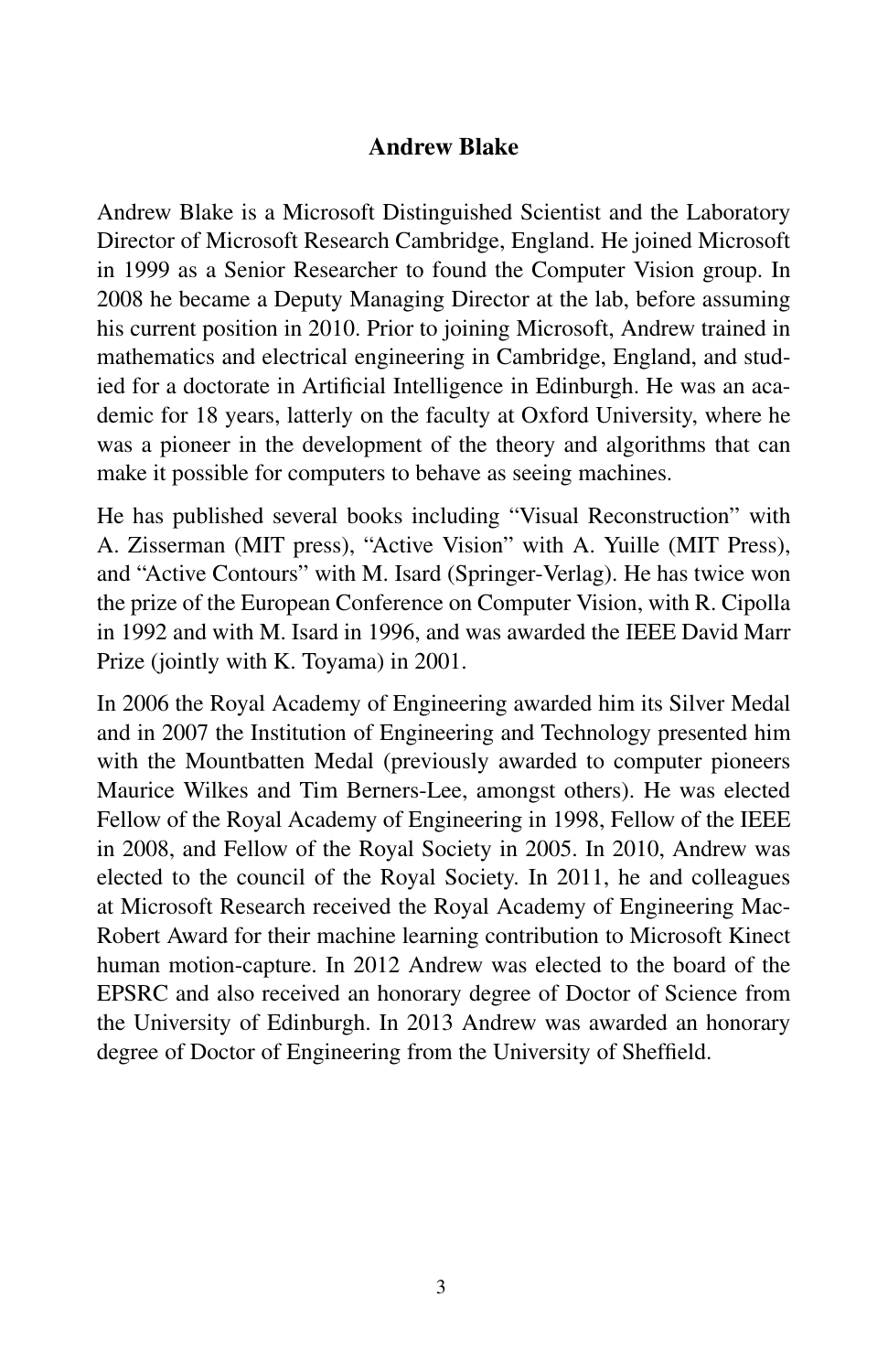## Andrew Blake

Andrew Blake is a Microsoft Distinguished Scientist and the Laboratory Director of Microsoft Research Cambridge, England. He joined Microsoft in 1999 as a Senior Researcher to found the Computer Vision group. In 2008 he became a Deputy Managing Director at the lab, before assuming his current position in 2010. Prior to joining Microsoft, Andrew trained in mathematics and electrical engineering in Cambridge, England, and studied for a doctorate in Artificial Intelligence in Edinburgh. He was an academic for 18 years, latterly on the faculty at Oxford University, where he was a pioneer in the development of the theory and algorithms that can make it possible for computers to behave as seeing machines.

He has published several books including "Visual Reconstruction" with A. Zisserman (MIT press), "Active Vision" with A. Yuille (MIT Press), and "Active Contours" with M. Isard (Springer-Verlag). He has twice won the prize of the European Conference on Computer Vision, with R. Cipolla in 1992 and with M. Isard in 1996, and was awarded the IEEE David Marr Prize (jointly with K. Toyama) in 2001.

In 2006 the Royal Academy of Engineering awarded him its Silver Medal and in 2007 the Institution of Engineering and Technology presented him with the Mountbatten Medal (previously awarded to computer pioneers Maurice Wilkes and Tim Berners-Lee, amongst others). He was elected Fellow of the Royal Academy of Engineering in 1998, Fellow of the IEEE in 2008, and Fellow of the Royal Society in 2005. In 2010, Andrew was elected to the council of the Royal Society. In 2011, he and colleagues at Microsoft Research received the Royal Academy of Engineering MacRobert Award for their machine learning contribution to Microsoft Kinect human motion-capture. In 2012 Andrew was elected to the board of the EPSRC and also received an honorary degree of Doctor of Science from the University of Edinburgh. In 2013 Andrew was awarded an honorary degree of Doctor of Engineering from the University of Sheffield.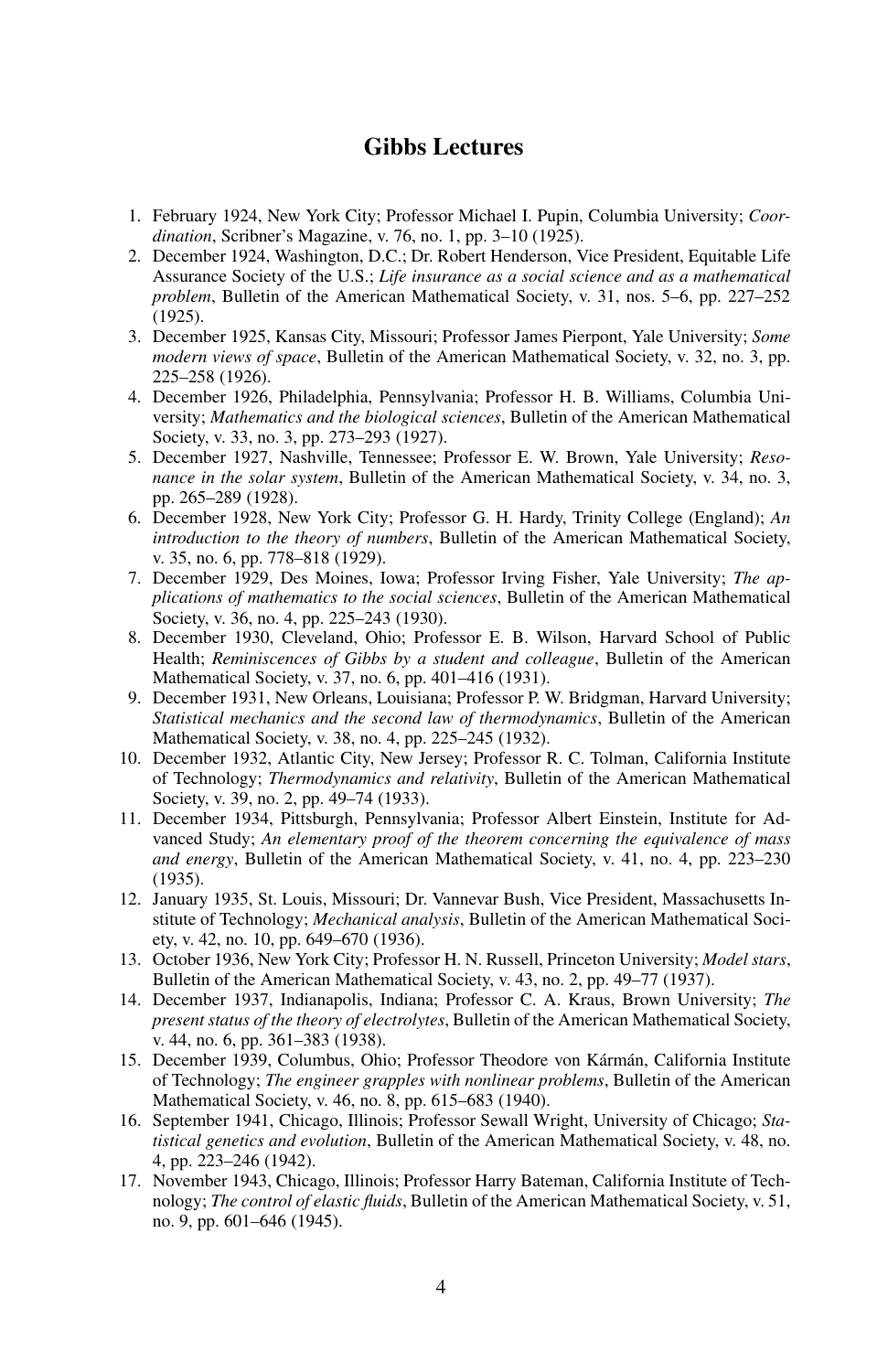# Gibbs Lectures

1. February 1924, New York City; Professor Michael I. Pupin, Columbia University; *Coordination*, Scribner's Magazine, v. 76, no. 1, pp. 3–10 (1925).
2. December 1924, Washington, D.C.; Dr. Robert Henderson, Vice President, Equitable Life Assurance Society of the U.S.; *Life insurance as a social science and as a mathematical problem*, Bulletin of the American Mathematical Society, v. 31, nos. 5–6, pp. 227–252 (1925).
3. December 1925, Kansas City, Missouri; Professor James Pierpont, Yale University; *Some modern views of space*, Bulletin of the American Mathematical Society, v. 32, no. 3, pp. 225–258 (1926).
4. December 1926, Philadelphia, Pennsylvania; Professor H. B. Williams, Columbia University; *Mathematics and the biological sciences*, Bulletin of the American Mathematical Society, v. 33, no. 3, pp. 273–293 (1927).
5. December 1927, Nashville, Tennessee; Professor E. W. Brown, Yale University; *Resonance in the solar system*, Bulletin of the American Mathematical Society, v. 34, no. 3, pp. 265–289 (1928).
6. December 1928, New York City; Professor G. H. Hardy, Trinity College (England); *An introduction to the theory of numbers*, Bulletin of the American Mathematical Society, v. 35, no. 6, pp. 778–818 (1929).
7. December 1929, Des Moines, Iowa; Professor Irving Fisher, Yale University; *The applications of mathematics to the social sciences*, Bulletin of the American Mathematical Society, v. 36, no. 4, pp. 225–243 (1930).
8. December 1930, Cleveland, Ohio; Professor E. B. Wilson, Harvard School of Public Health; *Reminiscences of Gibbs by a student and colleague*, Bulletin of the American Mathematical Society, v. 37, no. 6, pp. 401–416 (1931).
9. December 1931, New Orleans, Louisiana; Professor P. W. Bridgman, Harvard University; *Statistical mechanics and the second law of thermodynamics*, Bulletin of the American Mathematical Society, v. 38, no. 4, pp. 225–245 (1932).
10. December 1932, Atlantic City, New Jersey; Professor R. C. Tolman, California Institute of Technology; *Thermodynamics and relativity*, Bulletin of the American Mathematical Society, v. 39, no. 2, pp. 49–74 (1933).
11. December 1934, Pittsburgh, Pennsylvania; Professor Albert Einstein, Institute for Advanced Study; *An elementary proof of the theorem concerning the equivalence of mass and energy*, Bulletin of the American Mathematical Society, v. 41, no. 4, pp. 223–230 (1935).
12. January 1935, St. Louis, Missouri; Dr. Vannevar Bush, Vice President, Massachusetts Institute of Technology; *Mechanical analysis*, Bulletin of the American Mathematical Society, v. 42, no. 10, pp. 649–670 (1936).
13. October 1936, New York City; Professor H. N. Russell, Princeton University; *Model stars*, Bulletin of the American Mathematical Society, v. 43, no. 2, pp. 49–77 (1937).
14. December 1937, Indianapolis, Indiana; Professor C. A. Kraus, Brown University; *The present status of the theory of electrolytes*, Bulletin of the American Mathematical Society, v. 44, no. 6, pp. 361–383 (1938).
15. December 1939, Columbus, Ohio; Professor Theodore von Kármán, California Institute of Technology; *The engineer grapples with nonlinear problems*, Bulletin of the American Mathematical Society, v. 46, no. 8, pp. 615–683 (1940).
16. September 1941, Chicago, Illinois; Professor Sewall Wright, University of Chicago; *Statistical genetics and evolution*, Bulletin of the American Mathematical Society, v. 48, no. 4, pp. 223–246 (1942).
17. November 1943, Chicago, Illinois; Professor Harry Bateman, California Institute of Technology; *The control of elastic fluids*, Bulletin of the American Mathematical Society, v. 51, no. 9, pp. 601–646 (1945).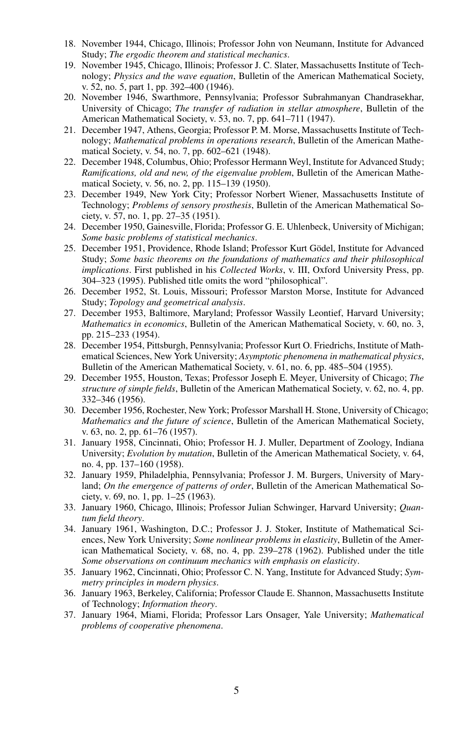18. November 1944, Chicago, Illinois; Professor John von Neumann, Institute for Advanced Study; *The ergodic theorem and statistical mechanics*.
19. November 1945, Chicago, Illinois; Professor J. C. Slater, Massachusetts Institute of Technology; *Physics and the wave equation*, Bulletin of the American Mathematical Society, v. 52, no. 5, part 1, pp. 392–400 (1946).
20. November 1946, Swarthmore, Pennsylvania; Professor Subrahmanyan Chandrasekhar, University of Chicago; *The transfer of radiation in stellar atmosphere*, Bulletin of the American Mathematical Society, v. 53, no. 7, pp. 641–711 (1947).
21. December 1947, Athens, Georgia; Professor P. M. Morse, Massachusetts Institute of Technology; *Mathematical problems in operations research*, Bulletin of the American Mathematical Society, v. 54, no. 7, pp. 602–621 (1948).
22. December 1948, Columbus, Ohio; Professor Hermann Weyl, Institute for Advanced Study; *Ramifications, old and new, of the eigenvalue problem*, Bulletin of the American Mathematical Society, v. 56, no. 2, pp. 115–139 (1950).
23. December 1949, New York City; Professor Norbert Wiener, Massachusetts Institute of Technology; *Problems of sensory prosthesis*, Bulletin of the American Mathematical Society, v. 57, no. 1, pp. 27–35 (1951).
24. December 1950, Gainesville, Florida; Professor G. E. Uhlenbeck, University of Michigan; *Some basic problems of statistical mechanics*.
25. December 1951, Providence, Rhode Island; Professor Kurt Gödel, Institute for Advanced Study; *Some basic theorems on the foundations of mathematics and their philosophical implications*. First published in his *Collected Works*, v. III, Oxford University Press, pp. 304–323 (1995). Published title omits the word "philosophical".
26. December 1952, St. Louis, Missouri; Professor Marston Morse, Institute for Advanced Study; *Topology and geometrical analysis*.
27. December 1953, Baltimore, Maryland; Professor Wassily Leontief, Harvard University; *Mathematics in economics*, Bulletin of the American Mathematical Society, v. 60, no. 3, pp. 215–233 (1954).
28. December 1954, Pittsburgh, Pennsylvania; Professor Kurt O. Friedrichs, Institute of Mathematical Sciences, New York University; *Asymptotic phenomena in mathematical physics*, Bulletin of the American Mathematical Society, v. 61, no. 6, pp. 485–504 (1955).
29. December 1955, Houston, Texas; Professor Joseph E. Meyer, University of Chicago; *The structure of simple fields*, Bulletin of the American Mathematical Society, v. 62, no. 4, pp. 332–346 (1956).
30. December 1956, Rochester, New York; Professor Marshall H. Stone, University of Chicago; *Mathematics and the future of science*, Bulletin of the American Mathematical Society, v. 63, no. 2, pp. 61–76 (1957).
31. January 1958, Cincinnati, Ohio; Professor H. J. Muller, Department of Zoology, Indiana University; *Evolution by mutation*, Bulletin of the American Mathematical Society, v. 64, no. 4, pp. 137–160 (1958).
32. January 1959, Philadelphia, Pennsylvania; Professor J. M. Burgers, University of Maryland; *On the emergence of patterns of order*, Bulletin of the American Mathematical Society, v. 69, no. 1, pp. 1–25 (1963).
33. January 1960, Chicago, Illinois; Professor Julian Schwinger, Harvard University; *Quantum field theory*.
34. January 1961, Washington, D.C.; Professor J. J. Stoker, Institute of Mathematical Sciences, New York University; *Some nonlinear problems in elasticity*, Bulletin of the American Mathematical Society, v. 68, no. 4, pp. 239–278 (1962). Published under the title *Some observations on continuum mechanics with emphasis on elasticity*.
35. January 1962, Cincinnati, Ohio; Professor C. N. Yang, Institute for Advanced Study; *Symmetry principles in modern physics*.
36. January 1963, Berkeley, California; Professor Claude E. Shannon, Massachusetts Institute of Technology; *Information theory*.
37. January 1964, Miami, Florida; Professor Lars Onsager, Yale University; *Mathematical problems of cooperative phenomena*.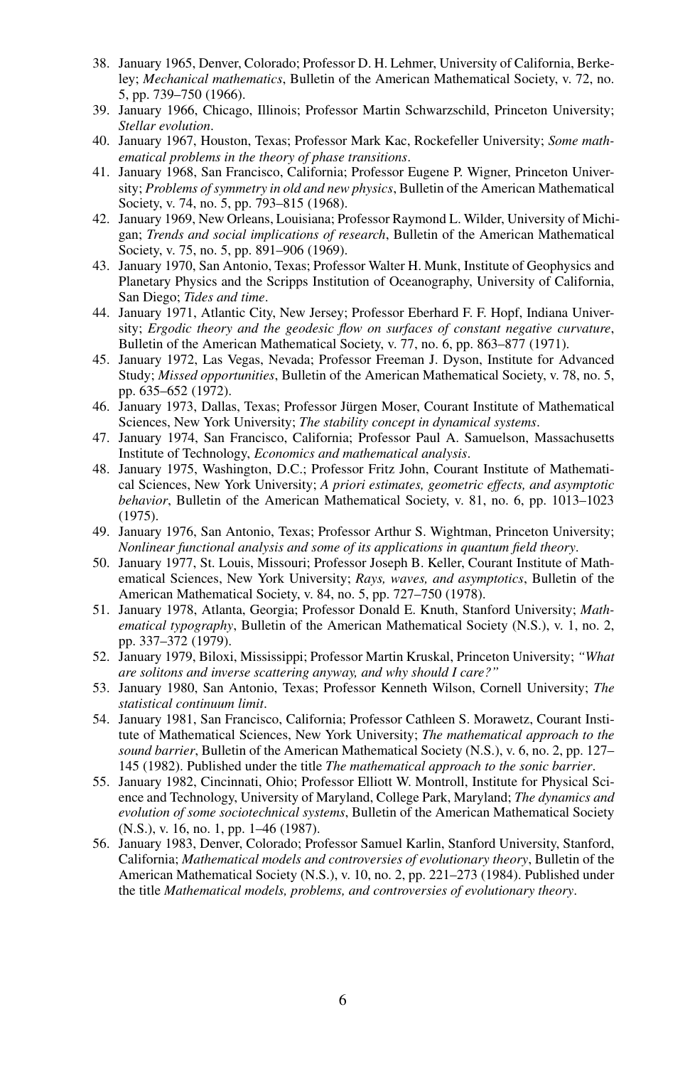38. January 1965, Denver, Colorado; Professor D. H. Lehmer, University of California, Berkeley; *Mechanical mathematics*, Bulletin of the American Mathematical Society, v. 72, no. 5, pp. 739–750 (1966).
39. January 1966, Chicago, Illinois; Professor Martin Schwarzschild, Princeton University; *Stellar evolution*.
40. January 1967, Houston, Texas; Professor Mark Kac, Rockefeller University; *Some mathematical problems in the theory of phase transitions*.
41. January 1968, San Francisco, California; Professor Eugene P. Wigner, Princeton University; *Problems of symmetry in old and new physics*, Bulletin of the American Mathematical Society, v. 74, no. 5, pp. 793–815 (1968).
42. January 1969, New Orleans, Louisiana; Professor Raymond L. Wilder, University of Michigan; *Trends and social implications of research*, Bulletin of the American Mathematical Society, v. 75, no. 5, pp. 891–906 (1969).
43. January 1970, San Antonio, Texas; Professor Walter H. Munk, Institute of Geophysics and Planetary Physics and the Scripps Institution of Oceanography, University of California, San Diego; *Tides and time*.
44. January 1971, Atlantic City, New Jersey; Professor Eberhard F. F. Hopf, Indiana University; *Ergodic theory and the geodesic flow on surfaces of constant negative curvature*, Bulletin of the American Mathematical Society, v. 77, no. 6, pp. 863–877 (1971).
45. January 1972, Las Vegas, Nevada; Professor Freeman J. Dyson, Institute for Advanced Study; *Missed opportunities*, Bulletin of the American Mathematical Society, v. 78, no. 5, pp. 635–652 (1972).
46. January 1973, Dallas, Texas; Professor Jürgen Moser, Courant Institute of Mathematical Sciences, New York University; *The stability concept in dynamical systems*.
47. January 1974, San Francisco, California; Professor Paul A. Samuelson, Massachusetts Institute of Technology, *Economics and mathematical analysis*.
48. January 1975, Washington, D.C.; Professor Fritz John, Courant Institute of Mathematical Sciences, New York University; *A priori estimates, geometric effects, and asymptotic behavior*, Bulletin of the American Mathematical Society, v. 81, no. 6, pp. 1013–1023 (1975).
49. January 1976, San Antonio, Texas; Professor Arthur S. Wightman, Princeton University; *Nonlinear functional analysis and some of its applications in quantum field theory*.
50. January 1977, St. Louis, Missouri; Professor Joseph B. Keller, Courant Institute of Mathematical Sciences, New York University; *Rays, waves, and asymptotics*, Bulletin of the American Mathematical Society, v. 84, no. 5, pp. 727–750 (1978).
51. January 1978, Atlanta, Georgia; Professor Donald E. Knuth, Stanford University; *Mathematical typography*, Bulletin of the American Mathematical Society (N.S.), v. 1, no. 2, pp. 337–372 (1979).
52. January 1979, Biloxi, Mississippi; Professor Martin Kruskal, Princeton University; *"What are solitons and inverse scattering anyway, and why should I care?"*
53. January 1980, San Antonio, Texas; Professor Kenneth Wilson, Cornell University; *The statistical continuum limit*.
54. January 1981, San Francisco, California; Professor Cathleen S. Morawetz, Courant Institute of Mathematical Sciences, New York University; *The mathematical approach to the sound barrier*, Bulletin of the American Mathematical Society (N.S.), v. 6, no. 2, pp. 127–145 (1982). Published under the title *The mathematical approach to the sonic barrier*.
55. January 1982, Cincinnati, Ohio; Professor Elliott W. Montroll, Institute for Physical Science and Technology, University of Maryland, College Park, Maryland; *The dynamics and evolution of some sociotechnical systems*, Bulletin of the American Mathematical Society (N.S.), v. 16, no. 1, pp. 1–46 (1987).
56. January 1983, Denver, Colorado; Professor Samuel Karlin, Stanford University, Stanford, California; *Mathematical models and controversies of evolutionary theory*, Bulletin of the American Mathematical Society (N.S.), v. 10, no. 2, pp. 221–273 (1984). Published under the title *Mathematical models, problems, and controversies of evolutionary theory*.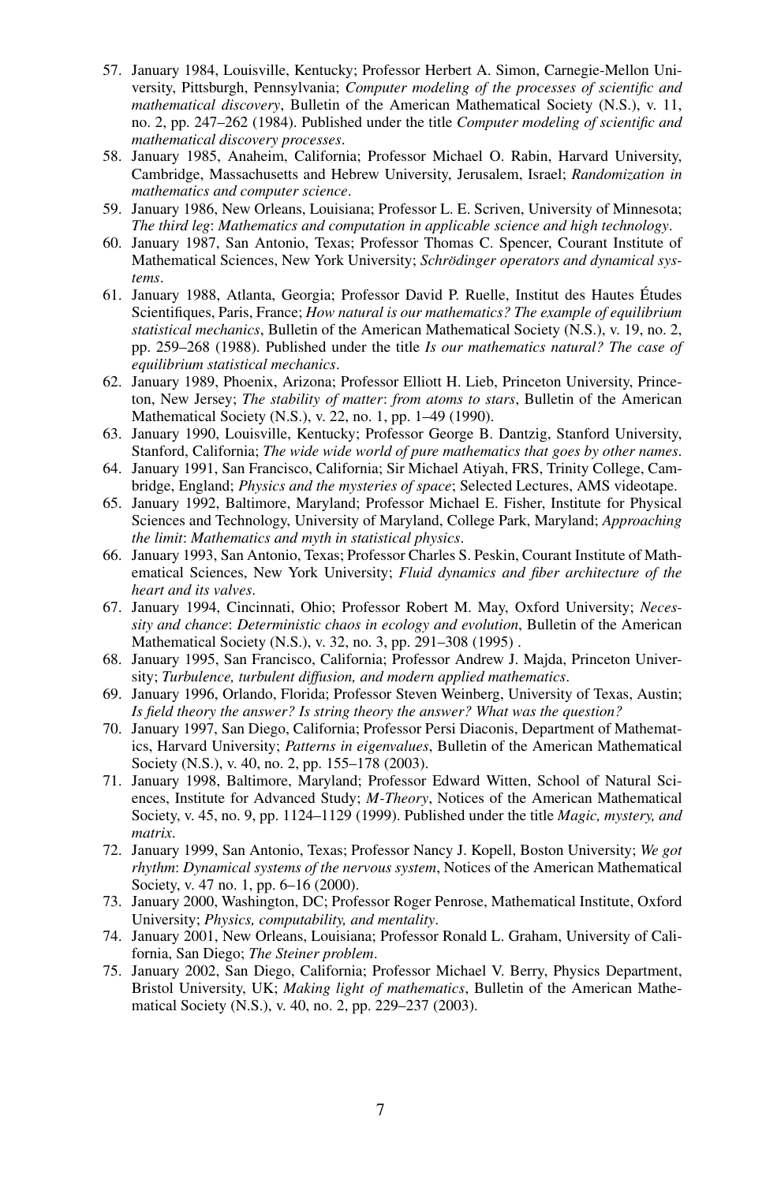57. January 1984, Louisville, Kentucky; Professor Herbert A. Simon, Carnegie-Mellon University, Pittsburgh, Pennsylvania; *Computer modeling of the processes of scientific and mathematical discovery*, Bulletin of the American Mathematical Society (N.S.), v. 11, no. 2, pp. 247–262 (1984). Published under the title *Computer modeling of scientific and mathematical discovery processes*.
58. January 1985, Anaheim, California; Professor Michael O. Rabin, Harvard University, Cambridge, Massachusetts and Hebrew University, Jerusalem, Israel; *Randomization in mathematics and computer science*.
59. January 1986, New Orleans, Louisiana; Professor L. E. Scriven, University of Minnesota; *The third leg*: *Mathematics and computation in applicable science and high technology*.
60. January 1987, San Antonio, Texas; Professor Thomas C. Spencer, Courant Institute of Mathematical Sciences, New York University; *Schrödinger operators and dynamical systems*.
61. January 1988, Atlanta, Georgia; Professor David P. Ruelle, Institut des Hautes Études Scientifiques, Paris, France; *How natural is our mathematics? The example of equilibrium statistical mechanics*, Bulletin of the American Mathematical Society (N.S.), v. 19, no. 2, pp. 259–268 (1988). Published under the title *Is our mathematics natural? The case of equilibrium statistical mechanics*.
62. January 1989, Phoenix, Arizona; Professor Elliott H. Lieb, Princeton University, Princeton, New Jersey; *The stability of matter*: *from atoms to stars*, Bulletin of the American Mathematical Society (N.S.), v. 22, no. 1, pp. 1–49 (1990).
63. January 1990, Louisville, Kentucky; Professor George B. Dantzig, Stanford University, Stanford, California; *The wide wide world of pure mathematics that goes by other names*.
64. January 1991, San Francisco, California; Sir Michael Atiyah, FRS, Trinity College, Cambridge, England; *Physics and the mysteries of space*; Selected Lectures, AMS videotape.
65. January 1992, Baltimore, Maryland; Professor Michael E. Fisher, Institute for Physical Sciences and Technology, University of Maryland, College Park, Maryland; *Approaching the limit*: *Mathematics and myth in statistical physics*.
66. January 1993, San Antonio, Texas; Professor Charles S. Peskin, Courant Institute of Mathematical Sciences, New York University; *Fluid dynamics and fiber architecture of the heart and its valves*.
67. January 1994, Cincinnati, Ohio; Professor Robert M. May, Oxford University; *Necessity and chance*: *Deterministic chaos in ecology and evolution*, Bulletin of the American Mathematical Society (N.S.), v. 32, no. 3, pp. 291–308 (1995) .
68. January 1995, San Francisco, California; Professor Andrew J. Majda, Princeton University; *Turbulence, turbulent diffusion, and modern applied mathematics*.
69. January 1996, Orlando, Florida; Professor Steven Weinberg, University of Texas, Austin; *Is field theory the answer? Is string theory the answer? What was the question?*
70. January 1997, San Diego, California; Professor Persi Diaconis, Department of Mathematics, Harvard University; *Patterns in eigenvalues*, Bulletin of the American Mathematical Society (N.S.), v. 40, no. 2, pp. 155–178 (2003).
71. January 1998, Baltimore, Maryland; Professor Edward Witten, School of Natural Sciences, Institute for Advanced Study; *M-Theory*, Notices of the American Mathematical Society, v. 45, no. 9, pp. 1124–1129 (1999). Published under the title *Magic, mystery, and matrix*.
72. January 1999, San Antonio, Texas; Professor Nancy J. Kopell, Boston University; *We got rhythm*: *Dynamical systems of the nervous system*, Notices of the American Mathematical Society, v. 47 no. 1, pp. 6–16 (2000).
73. January 2000, Washington, DC; Professor Roger Penrose, Mathematical Institute, Oxford University; *Physics, computability, and mentality*.
74. January 2001, New Orleans, Louisiana; Professor Ronald L. Graham, University of California, San Diego; *The Steiner problem*.
75. January 2002, San Diego, California; Professor Michael V. Berry, Physics Department, Bristol University, UK; *Making light of mathematics*, Bulletin of the American Mathematical Society (N.S.), v. 40, no. 2, pp. 229–237 (2003).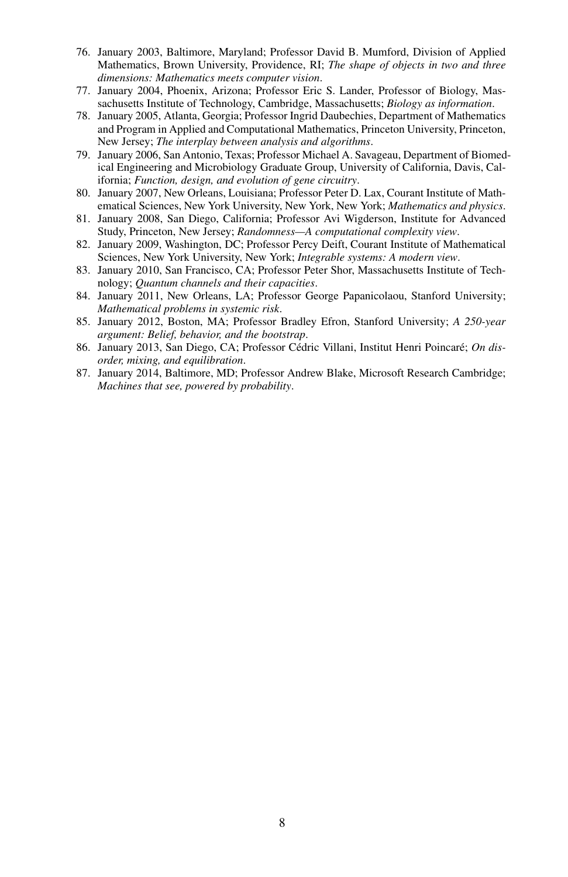76. January 2003, Baltimore, Maryland; Professor David B. Mumford, Division of Applied Mathematics, Brown University, Providence, RI; *The shape of objects in two and three dimensions: Mathematics meets computer vision*.
77. January 2004, Phoenix, Arizona; Professor Eric S. Lander, Professor of Biology, Massachusetts Institute of Technology, Cambridge, Massachusetts; *Biology as information*.
78. January 2005, Atlanta, Georgia; Professor Ingrid Daubechies, Department of Mathematics and Program in Applied and Computational Mathematics, Princeton University, Princeton, New Jersey; *The interplay between analysis and algorithms*.
79. January 2006, San Antonio, Texas; Professor Michael A. Savageau, Department of Biomedical Engineering and Microbiology Graduate Group, University of California, Davis, California; *Function, design, and evolution of gene circuitry*.
80. January 2007, New Orleans, Louisiana; Professor Peter D. Lax, Courant Institute of Mathematical Sciences, New York University, New York, New York; *Mathematics and physics*.
81. January 2008, San Diego, California; Professor Avi Wigderson, Institute for Advanced Study, Princeton, New Jersey; *Randomness—A computational complexity view*.
82. January 2009, Washington, DC; Professor Percy Deift, Courant Institute of Mathematical Sciences, New York University, New York; *Integrable systems: A modern view*.
83. January 2010, San Francisco, CA; Professor Peter Shor, Massachusetts Institute of Technology; *Quantum channels and their capacities*.
84. January 2011, New Orleans, LA; Professor George Papanicolaou, Stanford University; *Mathematical problems in systemic risk*.
85. January 2012, Boston, MA; Professor Bradley Efron, Stanford University; *A 250-year argument: Belief, behavior, and the bootstrap*.
86. January 2013, San Diego, CA; Professor Cédric Villani, Institut Henri Poincaré; *On disorder, mixing, and equilibration*.
87. January 2014, Baltimore, MD; Professor Andrew Blake, Microsoft Research Cambridge; *Machines that see, powered by probability*.